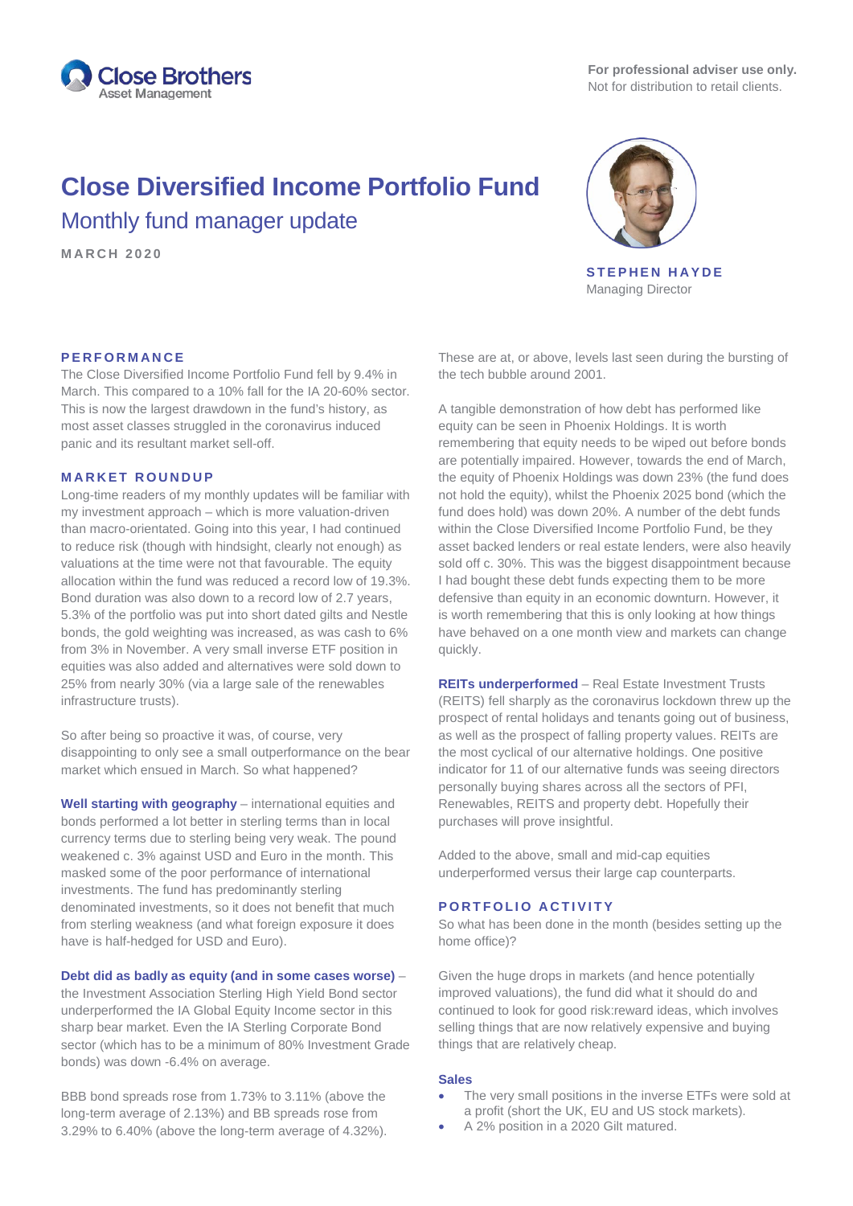For professional adviser use only.
Not for distribution to retail clients.

# Close Diversified Income Portfolio Fund

## Monthly fund manager update

MARCH 2020

**STEPHEN HAYDE**
Managing Director

### PERFORMANCE

The Close Diversified Income Portfolio Fund fell by 9.4% in March. This compared to a 10% fall for the IA 20-60% sector. This is now the largest drawdown in the fund's history, as most asset classes struggled in the coronavirus induced panic and its resultant market sell-off.

### MARKET ROUNDUP

Long-time readers of my monthly updates will be familiar with my investment approach – which is more valuation-driven than macro-orientated. Going into this year, I had continued to reduce risk (though with hindsight, clearly not enough) as valuations at the time were not that favourable. The equity allocation within the fund was reduced a record low of 19.3%. Bond duration was also down to a record low of 2.7 years, 5.3% of the portfolio was put into short dated gilts and Nestle bonds, the gold weighting was increased, as was cash to 6% from 3% in November. A very small inverse ETF position in equities was also added and alternatives were sold down to 25% from nearly 30% (via a large sale of the renewables infrastructure trusts).

So after being so proactive it was, of course, very disappointing to only see a small outperformance on the bear market which ensued in March. So what happened?

**Well starting with geography** – international equities and bonds performed a lot better in sterling terms than in local currency terms due to sterling being very weak. The pound weakened c. 3% against USD and Euro in the month. This masked some of the poor performance of international investments. The fund has predominantly sterling denominated investments, so it does not benefit that much from sterling weakness (and what foreign exposure it does have is half-hedged for USD and Euro).

**Debt did as badly as equity (and in some cases worse)** – the Investment Association Sterling High Yield Bond sector underperformed the IA Global Equity Income sector in this sharp bear market. Even the IA Sterling Corporate Bond sector (which has to be a minimum of 80% Investment Grade bonds) was down -6.4% on average.

BBB bond spreads rose from 1.73% to 3.11% (above the long-term average of 2.13%) and BB spreads rose from 3.29% to 6.40% (above the long-term average of 4.32%). These are at, or above, levels last seen during the bursting of the tech bubble around 2001.

A tangible demonstration of how debt has performed like equity can be seen in Phoenix Holdings. It is worth remembering that equity needs to be wiped out before bonds are potentially impaired. However, towards the end of March, the equity of Phoenix Holdings was down 23% (the fund does not hold the equity), whilst the Phoenix 2025 bond (which the fund does hold) was down 20%. A number of the debt funds within the Close Diversified Income Portfolio Fund, be they asset backed lenders or real estate lenders, were also heavily sold off c. 30%. This was the biggest disappointment because I had bought these debt funds expecting them to be more defensive than equity in an economic downturn. However, it is worth remembering that this is only looking at how things have behaved on a one month view and markets can change quickly.

**REITs underperformed** – Real Estate Investment Trusts (REITS) fell sharply as the coronavirus lockdown threw up the prospect of rental holidays and tenants going out of business, as well as the prospect of falling property values. REITs are the most cyclical of our alternative holdings. One positive indicator for 11 of our alternative funds was seeing directors personally buying shares across all the sectors of PFI, Renewables, REITS and property debt. Hopefully their purchases will prove insightful.

Added to the above, small and mid-cap equities underperformed versus their large cap counterparts.

### PORTFOLIO ACTIVITY

So what has been done in the month (besides setting up the home office)?

Given the huge drops in markets (and hence potentially improved valuations), the fund did what it should do and continued to look for good risk:reward ideas, which involves selling things that are now relatively expensive and buying things that are relatively cheap.

#### Sales

- The very small positions in the inverse ETFs were sold at a profit (short the UK, EU and US stock markets).
- A 2% position in a 2020 Gilt matured.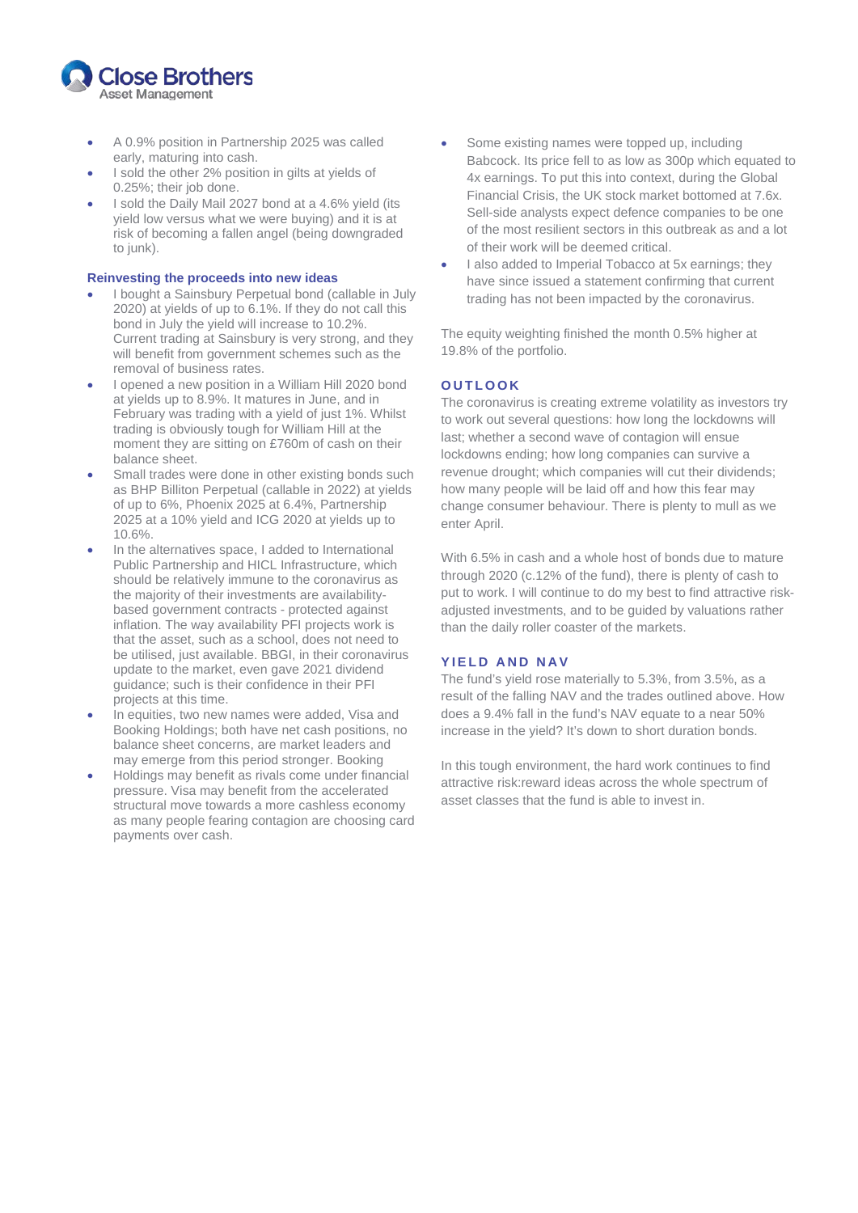- A 0.9% position in Partnership 2025 was called early, maturing into cash.
- I sold the other 2% position in gilts at yields of 0.25%; their job done.
- I sold the Daily Mail 2027 bond at a 4.6% yield (its yield low versus what we were buying) and it is at risk of becoming a fallen angel (being downgraded to junk).

**Reinvesting the proceeds into new ideas**

- I bought a Sainsbury Perpetual bond (callable in July 2020) at yields of up to 6.1%. If they do not call this bond in July the yield will increase to 10.2%. Current trading at Sainsbury is very strong, and they will benefit from government schemes such as the removal of business rates.
- I opened a new position in a William Hill 2020 bond at yields up to 8.9%. It matures in June, and in February was trading with a yield of just 1%. Whilst trading is obviously tough for William Hill at the moment they are sitting on £760m of cash on their balance sheet.
- Small trades were done in other existing bonds such as BHP Billiton Perpetual (callable in 2022) at yields of up to 6%, Phoenix 2025 at 6.4%, Partnership 2025 at a 10% yield and ICG 2020 at yields up to 10.6%.
- In the alternatives space, I added to International Public Partnership and HICL Infrastructure, which should be relatively immune to the coronavirus as the majority of their investments are availability-based government contracts - protected against inflation. The way availability PFI projects work is that the asset, such as a school, does not need to be utilised, just available. BBGI, in their coronavirus update to the market, even gave 2021 dividend guidance; such is their confidence in their PFI projects at this time.
- In equities, two new names were added, Visa and Booking Holdings; both have net cash positions, no balance sheet concerns, are market leaders and may emerge from this period stronger. Booking
- Holdings may benefit as rivals come under financial pressure. Visa may benefit from the accelerated structural move towards a more cashless economy as many people fearing contagion are choosing card payments over cash.
- Some existing names were topped up, including Babcock. Its price fell to as low as 300p which equated to 4x earnings. To put this into context, during the Global Financial Crisis, the UK stock market bottomed at 7.6x. Sell-side analysts expect defence companies to be one of the most resilient sectors in this outbreak as and a lot of their work will be deemed critical.
- I also added to Imperial Tobacco at 5x earnings; they have since issued a statement confirming that current trading has not been impacted by the coronavirus.

The equity weighting finished the month 0.5% higher at 19.8% of the portfolio.

## OUTLOOK

The coronavirus is creating extreme volatility as investors try to work out several questions: how long the lockdowns will last; whether a second wave of contagion will ensue lockdowns ending; how long companies can survive a revenue drought; which companies will cut their dividends; how many people will be laid off and how this fear may change consumer behaviour. There is plenty to mull as we enter April.

With 6.5% in cash and a whole host of bonds due to mature through 2020 (c.12% of the fund), there is plenty of cash to put to work. I will continue to do my best to find attractive risk-adjusted investments, and to be guided by valuations rather than the daily roller coaster of the markets.

## YIELD AND NAV

The fund's yield rose materially to 5.3%, from 3.5%, as a result of the falling NAV and the trades outlined above. How does a 9.4% fall in the fund's NAV equate to a near 50% increase in the yield? It's down to short duration bonds.

In this tough environment, the hard work continues to find attractive risk:reward ideas across the whole spectrum of asset classes that the fund is able to invest in.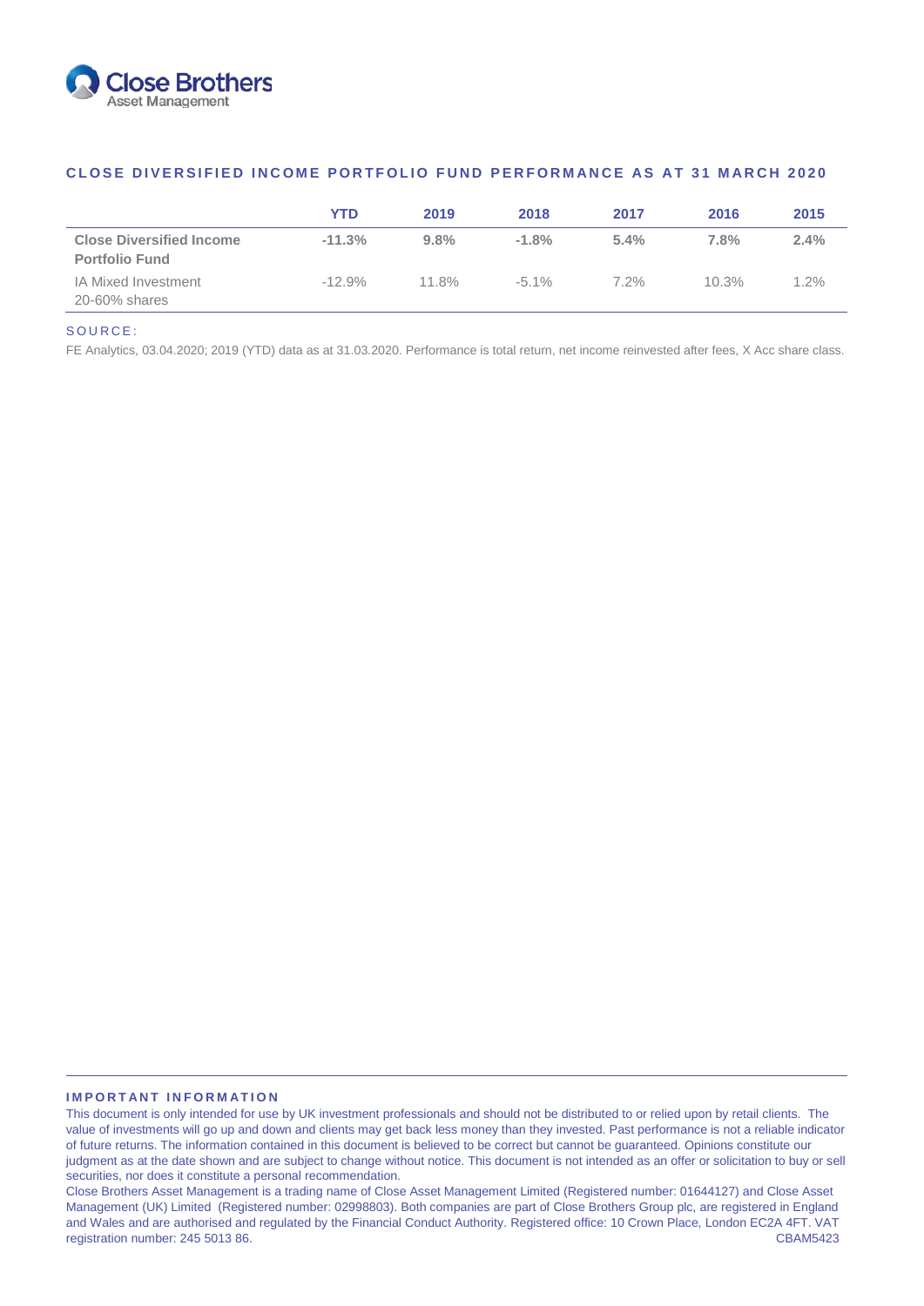Close Brothers
Asset Management

## CLOSE DIVERSIFIED INCOME PORTFOLIO FUND PERFORMANCE AS AT 31 MARCH 2020

| | YTD | 2019 | 2018 | 2017 | 2016 | 2015 |
|---|---|---|---|---|---|---|
| **Close Diversified Income Portfolio Fund** | **-11.3%** | **9.8%** | **-1.8%** | **5.4%** | **7.8%** | **2.4%** |
| IA Mixed Investment 20-60% shares | -12.9% | 11.8% | -5.1% | 7.2% | 10.3% | 1.2% |

SOURCE:

FE Analytics, 03.04.2020; 2019 (YTD) data as at 31.03.2020. Performance is total return, net income reinvested after fees, X Acc share class.

### IMPORTANT INFORMATION

This document is only intended for use by UK investment professionals and should not be distributed to or relied upon by retail clients. The value of investments will go up and down and clients may get back less money than they invested. Past performance is not a reliable indicator of future returns. The information contained in this document is believed to be correct but cannot be guaranteed. Opinions constitute our judgment as at the date shown and are subject to change without notice. This document is not intended as an offer or solicitation to buy or sell securities, nor does it constitute a personal recommendation.

Close Brothers Asset Management is a trading name of Close Asset Management Limited (Registered number: 01644127) and Close Asset Management (UK) Limited (Registered number: 02998803). Both companies are part of Close Brothers Group plc, are registered in England and Wales and are authorised and regulated by the Financial Conduct Authority. Registered office: 10 Crown Place, London EC2A 4FT. VAT registration number: 245 5013 86. CBAM5423